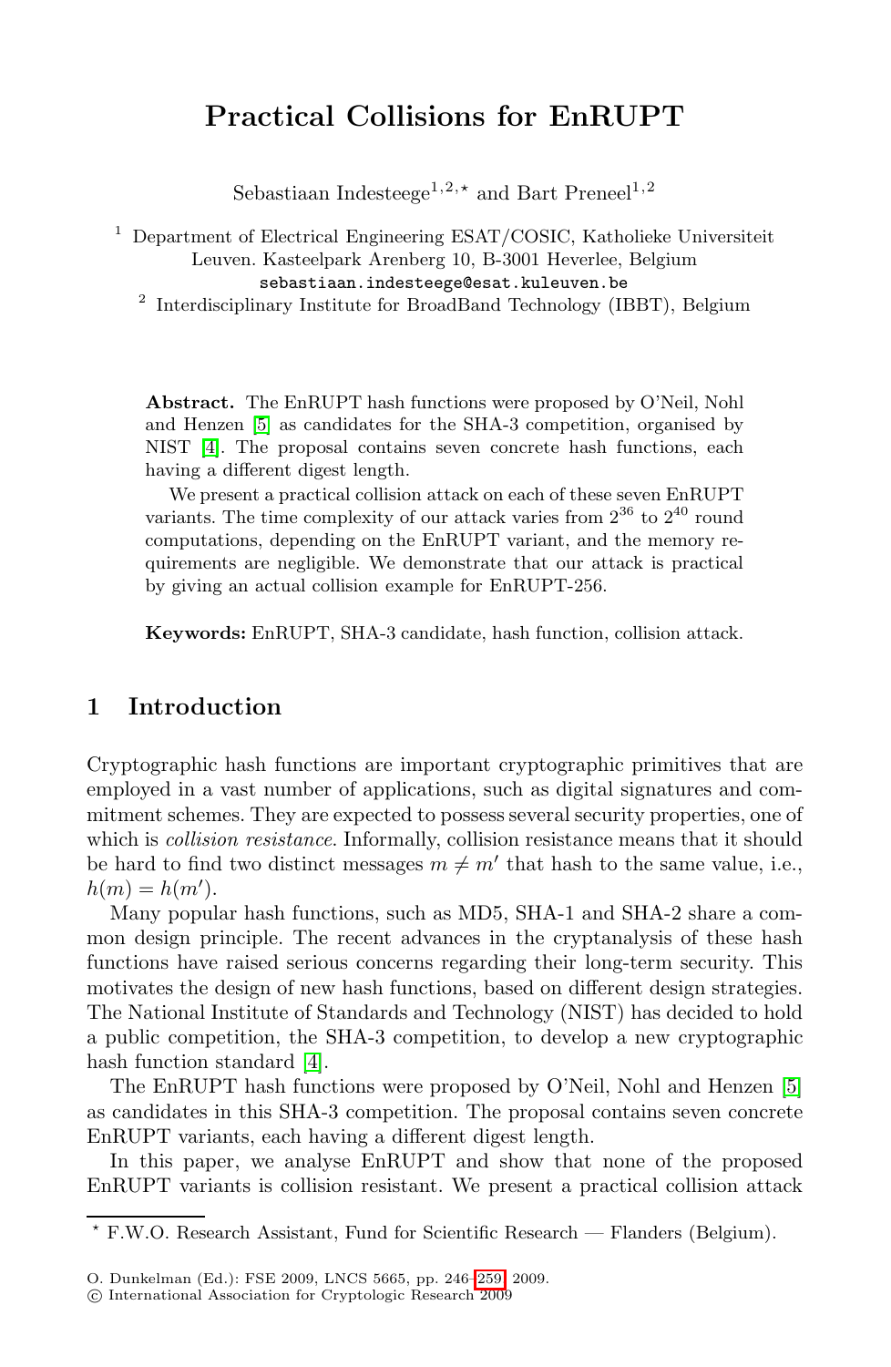# Practical Collisions for EnRUPT

Sebastiaan Indesteege[1,2,⋆] and Bart Preneel[1,2]

[1] Department of Electrical Engineering ESAT/COSIC, Katholieke Universiteit Leuven. Kasteelpark Arenberg 10, B-3001 Heverlee, Belgium
sebastiaan.indesteege@esat.kuleuven.be

[2] Interdisciplinary Institute for BroadBand Technology (IBBT), Belgium

**Abstract.** The EnRUPT hash functions were proposed by O'Neil, Nohl and Henzen [5] as candidates for the SHA-3 competition, organised by NIST [4]. The proposal contains seven concrete hash functions, each having a different digest length.

We present a practical collision attack on each of these seven EnRUPT variants. The time complexity of our attack varies from $2^{36}$ to $2^{40}$ round computations, depending on the EnRUPT variant, and the memory requirements are negligible. We demonstrate that our attack is practical by giving an actual collision example for EnRUPT-256.

**Keywords:** EnRUPT, SHA-3 candidate, hash function, collision attack.

## 1 Introduction

Cryptographic hash functions are important cryptographic primitives that are employed in a vast number of applications, such as digital signatures and commitment schemes. They are expected to possess several security properties, one of which is *collision resistance*. Informally, collision resistance means that it should be hard to find two distinct messages $m \neq m'$ that hash to the same value, i.e., $h(m) = h(m')$.

Many popular hash functions, such as MD5, SHA-1 and SHA-2 share a common design principle. The recent advances in the cryptanalysis of these hash functions have raised serious concerns regarding their long-term security. This motivates the design of new hash functions, based on different design strategies. The National Institute of Standards and Technology (NIST) has decided to hold a public competition, the SHA-3 competition, to develop a new cryptographic hash function standard [4].

The EnRUPT hash functions were proposed by O'Neil, Nohl and Henzen [5] as candidates in this SHA-3 competition. The proposal contains seven concrete EnRUPT variants, each having a different digest length.

In this paper, we analyse EnRUPT and show that none of the proposed EnRUPT variants is collision resistant. We present a practical collision attack

⋆ F.W.O. Research Assistant, Fund for Scientific Research — Flanders (Belgium).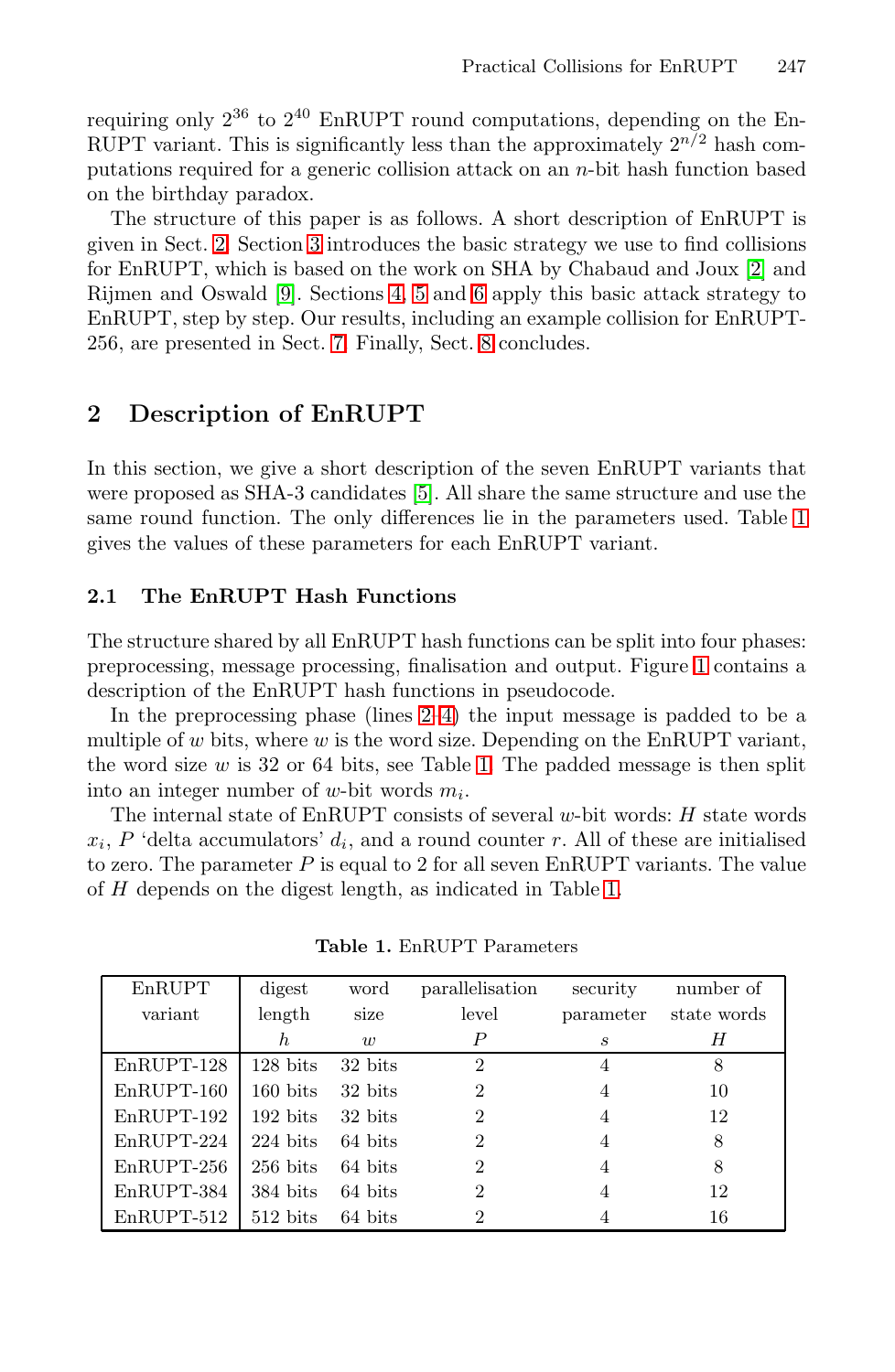requiring only $2^{36}$ to $2^{40}$ EnRUPT round computations, depending on the EnRUPT variant. This is significantly less than the approximately $2^{n/2}$ hash computations required for a generic collision attack on an $n$-bit hash function based on the birthday paradox.

The structure of this paper is as follows. A short description of EnRUPT is given in Sect. 2. Section 3 introduces the basic strategy we use to find collisions for EnRUPT, which is based on the work on SHA by Chabaud and Joux [2] and Rijmen and Oswald [9]. Sections 4, 5 and 6 apply this basic attack strategy to EnRUPT, step by step. Our results, including an example collision for EnRUPT-256, are presented in Sect. 7. Finally, Sect. 8 concludes.

## 2 Description of EnRUPT

In this section, we give a short description of the seven EnRUPT variants that were proposed as SHA-3 candidates [5]. All share the same structure and use the same round function. The only differences lie in the parameters used. Table 1 gives the values of these parameters for each EnRUPT variant.

### 2.1 The EnRUPT Hash Functions

The structure shared by all EnRUPT hash functions can be split into four phases: preprocessing, message processing, finalisation and output. Figure 1 contains a description of the EnRUPT hash functions in pseudocode.

In the preprocessing phase (lines 2–4) the input message is padded to be a multiple of $w$ bits, where $w$ is the word size. Depending on the EnRUPT variant, the word size $w$ is 32 or 64 bits, see Table 1. The padded message is then split into an integer number of $w$-bit words $m_i$.

The internal state of EnRUPT consists of several $w$-bit words: $H$ state words $x_i$, $P$ 'delta accumulators' $d_i$, and a round counter $r$. All of these are initialised to zero. The parameter $P$ is equal to 2 for all seven EnRUPT variants. The value of $H$ depends on the digest length, as indicated in Table 1.

**Table 1.** EnRUPT Parameters

| EnRUPT variant | digest length $h$ | word size $w$ | parallelisation level $P$ | security parameter $s$ | number of state words $H$ |
|---|---|---|---|---|---|
| EnRUPT-128 | 128 bits | 32 bits | 2 | 4 | 8 |
| EnRUPT-160 | 160 bits | 32 bits | 2 | 4 | 10 |
| EnRUPT-192 | 192 bits | 32 bits | 2 | 4 | 12 |
| EnRUPT-224 | 224 bits | 64 bits | 2 | 4 | 8 |
| EnRUPT-256 | 256 bits | 64 bits | 2 | 4 | 8 |
| EnRUPT-384 | 384 bits | 64 bits | 2 | 4 | 12 |
| EnRUPT-512 | 512 bits | 64 bits | 2 | 4 | 16 |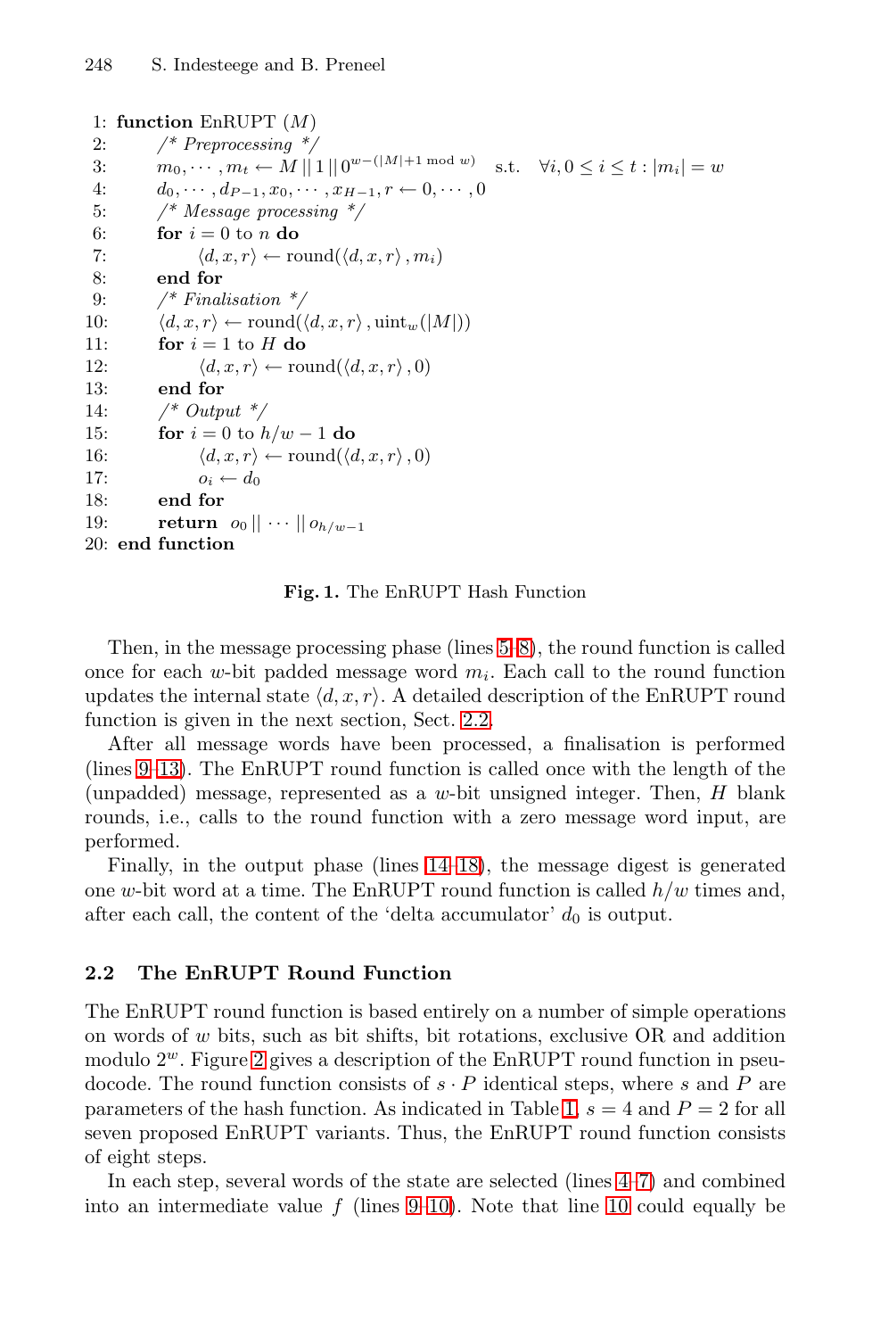```
1: function EnRUPT (M)
2:     /* Preprocessing */
3:     m_0, ··· , m_t ← M || 1 || 0^{w−(|M|+1 mod w)}   s.t.  ∀i, 0 ≤ i ≤ t : |m_i| = w
4:     d_0, ··· , d_{P−1}, x_0, ··· , x_{H−1}, r ← 0, ··· , 0
5:     /* Message processing */
6:     for i = 0 to n do
7:         ⟨d, x, r⟩ ← round(⟨d, x, r⟩ , m_i)
8:     end for
9:     /* Finalisation */
10:    ⟨d, x, r⟩ ← round(⟨d, x, r⟩ , uint_w(|M|))
11:    for i = 1 to H do
12:        ⟨d, x, r⟩ ← round(⟨d, x, r⟩ , 0)
13:    end for
14:    /* Output */
15:    for i = 0 to h/w − 1 do
16:        ⟨d, x, r⟩ ← round(⟨d, x, r⟩ , 0)
17:        o_i ← d_0
18:    end for
19:    return o_0 || ··· || o_{h/w−1}
20: end function
```

**Fig. 1.** The EnRUPT Hash Function

Then, in the message processing phase (lines 5–8), the round function is called once for each $w$-bit padded message word $m_i$. Each call to the round function updates the internal state $\langle d, x, r \rangle$. A detailed description of the EnRUPT round function is given in the next section, Sect. 2.2.

After all message words have been processed, a finalisation is performed (lines 9–13). The EnRUPT round function is called once with the length of the (unpadded) message, represented as a $w$-bit unsigned integer. Then, $H$ blank rounds, i.e., calls to the round function with a zero message word input, are performed.

Finally, in the output phase (lines 14–18), the message digest is generated one $w$-bit word at a time. The EnRUPT round function is called $h/w$ times and, after each call, the content of the 'delta accumulator' $d_0$ is output.

### 2.2 The EnRUPT Round Function

The EnRUPT round function is based entirely on a number of simple operations on words of $w$ bits, such as bit shifts, bit rotations, exclusive OR and addition modulo $2^w$. Figure 2 gives a description of the EnRUPT round function in pseudocode. The round function consists of $s \cdot P$ identical steps, where $s$ and $P$ are parameters of the hash function. As indicated in Table 1, $s = 4$ and $P = 2$ for all seven proposed EnRUPT variants. Thus, the EnRUPT round function consists of eight steps.

In each step, several words of the state are selected (lines 4–7) and combined into an intermediate value $f$ (lines 9–10). Note that line 10 could equally be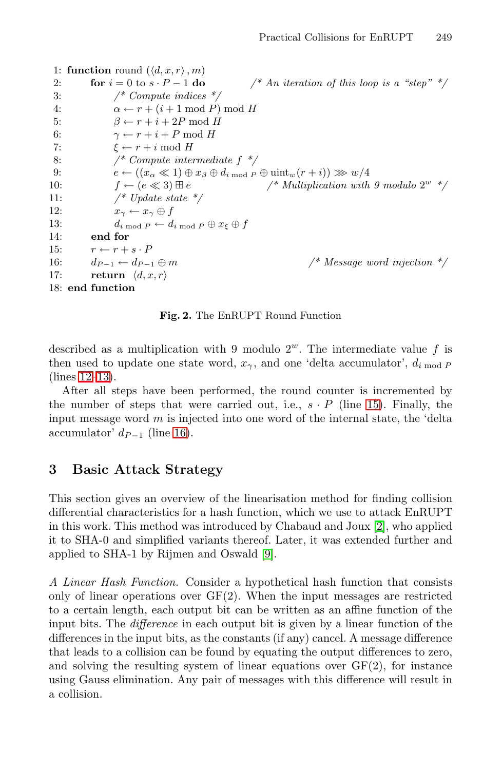```
1: function round (⟨d, x, r⟩ , m)
2:     for i = 0 to s · P − 1 do            /* An iteration of this loop is a "step" */
3:         /* Compute indices */
4:         α ← r + (i + 1 mod P) mod H
5:         β ← r + i + 2P mod H
6:         γ ← r + i + P mod H
7:         ξ ← r + i mod H
8:         /* Compute intermediate f */
9:         e ← ((x_α ≪ 1) ⊕ x_β ⊕ d_{i mod P} ⊕ uint_w(r + i)) ⋙ w/4
10:        f ← (e ≪ 3) ⊞ e                  /* Multiplication with 9 modulo 2^w */
11:        /* Update state */
12:        x_γ ← x_γ ⊕ f
13:        d_{i mod P} ← d_{i mod P} ⊕ x_ξ ⊕ f
14:    end for
15:    r ← r + s · P
16:    d_{P−1} ← d_{P−1} ⊕ m                   /* Message word injection */
17:    return ⟨d, x, r⟩
18: end function
```

**Fig. 2.** The EnRUPT Round Function

described as a multiplication with 9 modulo $2^w$. The intermediate value $f$ is then used to update one state word, $x_\gamma$, and one 'delta accumulator', $d_{i \bmod P}$ (lines 12–13).

After all steps have been performed, the round counter is incremented by the number of steps that were carried out, i.e., $s \cdot P$ (line 15). Finally, the input message word $m$ is injected into one word of the internal state, the 'delta accumulator' $d_{P-1}$ (line 16).

## 3 Basic Attack Strategy

This section gives an overview of the linearisation method for finding collision differential characteristics for a hash function, which we use to attack EnRUPT in this work. This method was introduced by Chabaud and Joux [2], who applied it to SHA-0 and simplified variants thereof. Later, it was extended further and applied to SHA-1 by Rijmen and Oswald [9].

*A Linear Hash Function.* Consider a hypothetical hash function that consists only of linear operations over GF(2). When the input messages are restricted to a certain length, each output bit can be written as an affine function of the input bits. The *difference* in each output bit is given by a linear function of the differences in the input bits, as the constants (if any) cancel. A message difference that leads to a collision can be found by equating the output differences to zero, and solving the resulting system of linear equations over GF(2), for instance using Gauss elimination. Any pair of messages with this difference will result in a collision.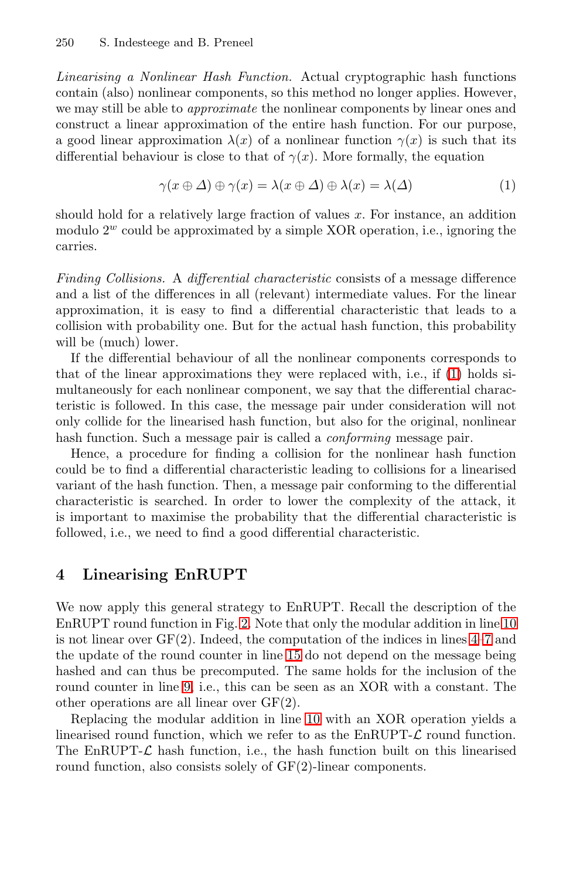*Linearising a Nonlinear Hash Function.* Actual cryptographic hash functions contain (also) nonlinear components, so this method no longer applies. However, we may still be able to *approximate* the nonlinear components by linear ones and construct a linear approximation of the entire hash function. For our purpose, a good linear approximation $\lambda(x)$ of a nonlinear function $\gamma(x)$ is such that its differential behaviour is close to that of $\gamma(x)$. More formally, the equation

$$\gamma(x \oplus \Delta) \oplus \gamma(x) = \lambda(x \oplus \Delta) \oplus \lambda(x) = \lambda(\Delta) \tag{1}$$

should hold for a relatively large fraction of values $x$. For instance, an addition modulo $2^w$ could be approximated by a simple XOR operation, i.e., ignoring the carries.

*Finding Collisions.* A *differential characteristic* consists of a message difference and a list of the differences in all (relevant) intermediate values. For the linear approximation, it is easy to find a differential characteristic that leads to a collision with probability one. But for the actual hash function, this probability will be (much) lower.

If the differential behaviour of all the nonlinear components corresponds to that of the linear approximations they were replaced with, i.e., if (1) holds simultaneously for each nonlinear component, we say that the differential characteristic is followed. In this case, the message pair under consideration will not only collide for the linearised hash function, but also for the original, nonlinear hash function. Such a message pair is called a *conforming* message pair.

Hence, a procedure for finding a collision for the nonlinear hash function could be to find a differential characteristic leading to collisions for a linearised variant of the hash function. Then, a message pair conforming to the differential characteristic is searched. In order to lower the complexity of the attack, it is important to maximise the probability that the differential characteristic is followed, i.e., we need to find a good differential characteristic.

## 4 Linearising EnRUPT

We now apply this general strategy to EnRUPT. Recall the description of the EnRUPT round function in Fig. 2. Note that only the modular addition in line 10 is not linear over GF(2). Indeed, the computation of the indices in lines 4–7 and the update of the round counter in line 15 do not depend on the message being hashed and can thus be precomputed. The same holds for the inclusion of the round counter in line 9, i.e., this can be seen as an XOR with a constant. The other operations are all linear over GF(2).

Replacing the modular addition in line 10 with an XOR operation yields a linearised round function, which we refer to as the EnRUPT-$\mathcal{L}$ round function. The EnRUPT-$\mathcal{L}$ hash function, i.e., the hash function built on this linearised round function, also consists solely of GF(2)-linear components.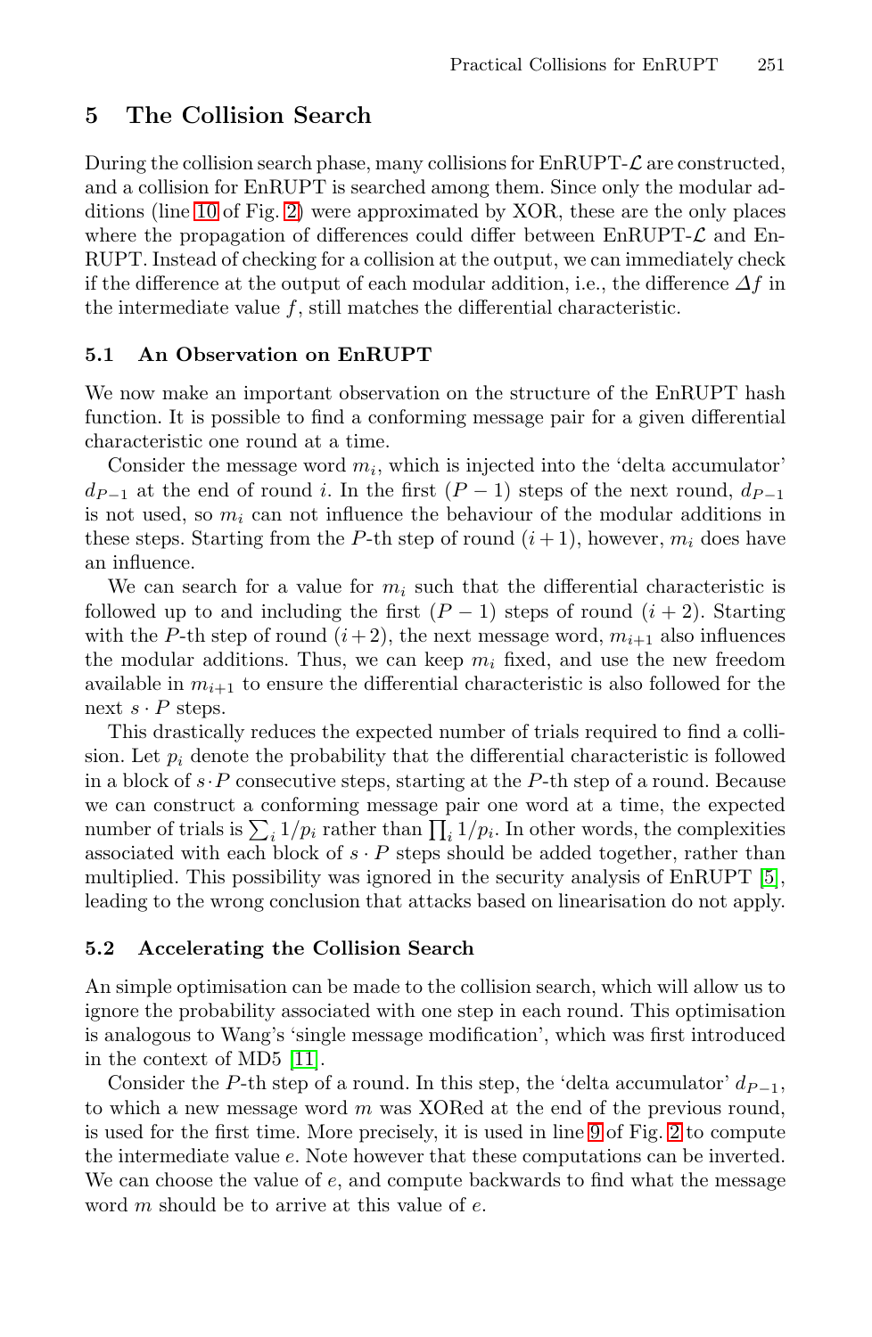## 5 The Collision Search

During the collision search phase, many collisions for EnRUPT-$\mathcal{L}$ are constructed, and a collision for EnRUPT is searched among them. Since only the modular additions (line 10 of Fig. 2) were approximated by XOR, these are the only places where the propagation of differences could differ between EnRUPT-$\mathcal{L}$ and EnRUPT. Instead of checking for a collision at the output, we can immediately check if the difference at the output of each modular addition, i.e., the difference $\Delta f$ in the intermediate value $f$, still matches the differential characteristic.

### 5.1 An Observation on EnRUPT

We now make an important observation on the structure of the EnRUPT hash function. It is possible to find a conforming message pair for a given differential characteristic one round at a time.

Consider the message word $m_i$, which is injected into the 'delta accumulator' $d_{P-1}$ at the end of round $i$. In the first $(P-1)$ steps of the next round, $d_{P-1}$ is not used, so $m_i$ can not influence the behaviour of the modular additions in these steps. Starting from the $P$-th step of round $(i+1)$, however, $m_i$ does have an influence.

We can search for a value for $m_i$ such that the differential characteristic is followed up to and including the first $(P-1)$ steps of round $(i+2)$. Starting with the $P$-th step of round $(i+2)$, the next message word, $m_{i+1}$ also influences the modular additions. Thus, we can keep $m_i$ fixed, and use the new freedom available in $m_{i+1}$ to ensure the differential characteristic is also followed for the next $s \cdot P$ steps.

This drastically reduces the expected number of trials required to find a collision. Let $p_i$ denote the probability that the differential characteristic is followed in a block of $s \cdot P$ consecutive steps, starting at the $P$-th step of a round. Because we can construct a conforming message pair one word at a time, the expected number of trials is $\sum_i 1/p_i$ rather than $\prod_i 1/p_i$. In other words, the complexities associated with each block of $s \cdot P$ steps should be added together, rather than multiplied. This possibility was ignored in the security analysis of EnRUPT [5], leading to the wrong conclusion that attacks based on linearisation do not apply.

### 5.2 Accelerating the Collision Search

An simple optimisation can be made to the collision search, which will allow us to ignore the probability associated with one step in each round. This optimisation is analogous to Wang's 'single message modification', which was first introduced in the context of MD5 [11].

Consider the $P$-th step of a round. In this step, the 'delta accumulator' $d_{P-1}$, to which a new message word $m$ was XORed at the end of the previous round, is used for the first time. More precisely, it is used in line 9 of Fig. 2 to compute the intermediate value $e$. Note however that these computations can be inverted. We can choose the value of $e$, and compute backwards to find what the message word $m$ should be to arrive at this value of $e$.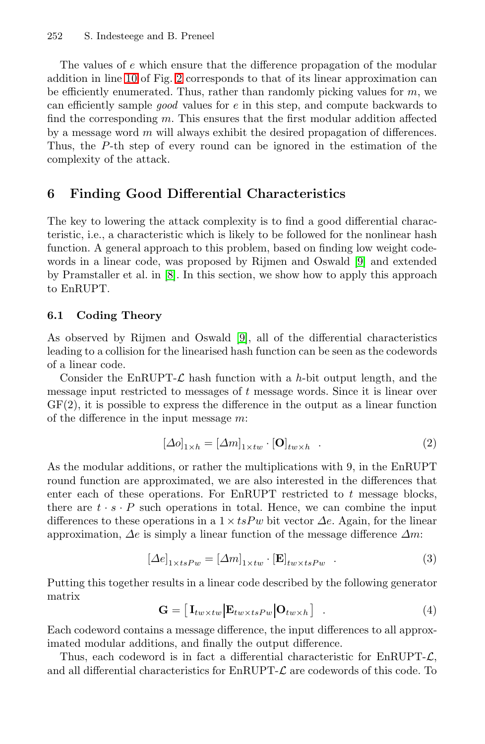The values of $e$ which ensure that the difference propagation of the modular addition in line 10 of Fig. 2 corresponds to that of its linear approximation can be efficiently enumerated. Thus, rather than randomly picking values for $m$, we can efficiently sample *good* values for $e$ in this step, and compute backwards to find the corresponding $m$. This ensures that the first modular addition affected by a message word $m$ will always exhibit the desired propagation of differences. Thus, the $P$-th step of every round can be ignored in the estimation of the complexity of the attack.

## 6 Finding Good Differential Characteristics

The key to lowering the attack complexity is to find a good differential characteristic, i.e., a characteristic which is likely to be followed for the nonlinear hash function. A general approach to this problem, based on finding low weight codewords in a linear code, was proposed by Rijmen and Oswald [9] and extended by Pramstaller et al. in [8]. In this section, we show how to apply this approach to EnRUPT.

### 6.1 Coding Theory

As observed by Rijmen and Oswald [9], all of the differential characteristics leading to a collision for the linearised hash function can be seen as the codewords of a linear code.

Consider the EnRUPT-$\mathcal{L}$ hash function with a $h$-bit output length, and the message input restricted to messages of $t$ message words. Since it is linear over GF(2), it is possible to express the difference in the output as a linear function of the difference in the input message $m$:

$$[\Delta o]_{1\times h} = [\Delta m]_{1\times tw} \cdot [\mathbf{O}]_{tw\times h} \quad . \tag{2}$$

As the modular additions, or rather the multiplications with 9, in the EnRUPT round function are approximated, we are also interested in the differences that enter each of these operations. For EnRUPT restricted to $t$ message blocks, there are $t \cdot s \cdot P$ such operations in total. Hence, we can combine the input differences to these operations in a $1 \times tsPw$ bit vector $\Delta e$. Again, for the linear approximation, $\Delta e$ is simply a linear function of the message difference $\Delta m$:

$$[\Delta e]_{1\times tsPw} = [\Delta m]_{1\times tw} \cdot [\mathbf{E}]_{tw\times tsPw} \quad . \tag{3}$$

Putting this together results in a linear code described by the following generator matrix

$$\mathbf{G} = \left[\, \mathbf{I}_{tw\times tw} \middle| \mathbf{E}_{tw\times tsPw} \middle| \mathbf{O}_{tw\times h} \,\right] \quad . \tag{4}$$

Each codeword contains a message difference, the input differences to all approximated modular additions, and finally the output difference.

Thus, each codeword is in fact a differential characteristic for EnRUPT-$\mathcal{L}$, and all differential characteristics for EnRUPT-$\mathcal{L}$ are codewords of this code. To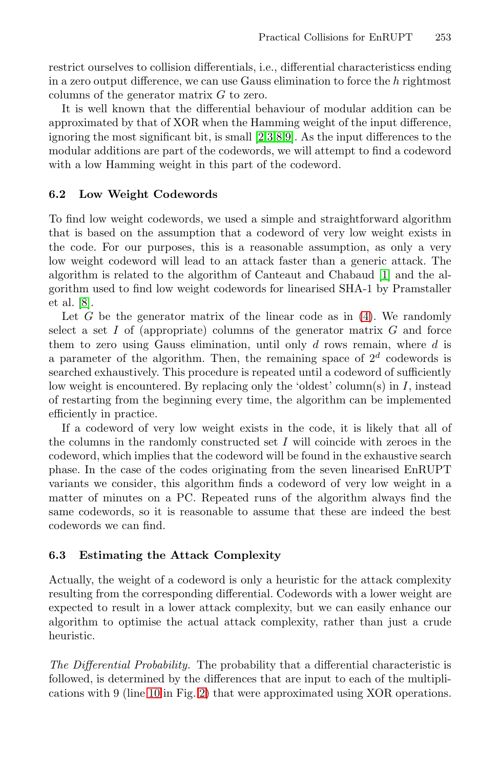restrict ourselves to collision differentials, i.e., differential characteristicss ending in a zero output difference, we can use Gauss elimination to force the $h$ rightmost columns of the generator matrix $G$ to zero.

It is well known that the differential behaviour of modular addition can be approximated by that of XOR when the Hamming weight of the input difference, ignoring the most significant bit, is small [2,3,8,9]. As the input differences to the modular additions are part of the codewords, we will attempt to find a codeword with a low Hamming weight in this part of the codeword.

### 6.2 Low Weight Codewords

To find low weight codewords, we used a simple and straightforward algorithm that is based on the assumption that a codeword of very low weight exists in the code. For our purposes, this is a reasonable assumption, as only a very low weight codeword will lead to an attack faster than a generic attack. The algorithm is related to the algorithm of Canteaut and Chabaud [1] and the algorithm used to find low weight codewords for linearised SHA-1 by Pramstaller et al. [8].

Let $G$ be the generator matrix of the linear code as in (4). We randomly select a set $I$ of (appropriate) columns of the generator matrix $G$ and force them to zero using Gauss elimination, until only $d$ rows remain, where $d$ is a parameter of the algorithm. Then, the remaining space of $2^d$ codewords is searched exhaustively. This procedure is repeated until a codeword of sufficiently low weight is encountered. By replacing only the 'oldest' column(s) in $I$, instead of restarting from the beginning every time, the algorithm can be implemented efficiently in practice.

If a codeword of very low weight exists in the code, it is likely that all of the columns in the randomly constructed set $I$ will coincide with zeroes in the codeword, which implies that the codeword will be found in the exhaustive search phase. In the case of the codes originating from the seven linearised EnRUPT variants we consider, this algorithm finds a codeword of very low weight in a matter of minutes on a PC. Repeated runs of the algorithm always find the same codewords, so it is reasonable to assume that these are indeed the best codewords we can find.

### 6.3 Estimating the Attack Complexity

Actually, the weight of a codeword is only a heuristic for the attack complexity resulting from the corresponding differential. Codewords with a lower weight are expected to result in a lower attack complexity, but we can easily enhance our algorithm to optimise the actual attack complexity, rather than just a crude heuristic.

*The Differential Probability.* The probability that a differential characteristic is followed, is determined by the differences that are input to each of the multiplications with 9 (line 10 in Fig. 2) that were approximated using XOR operations.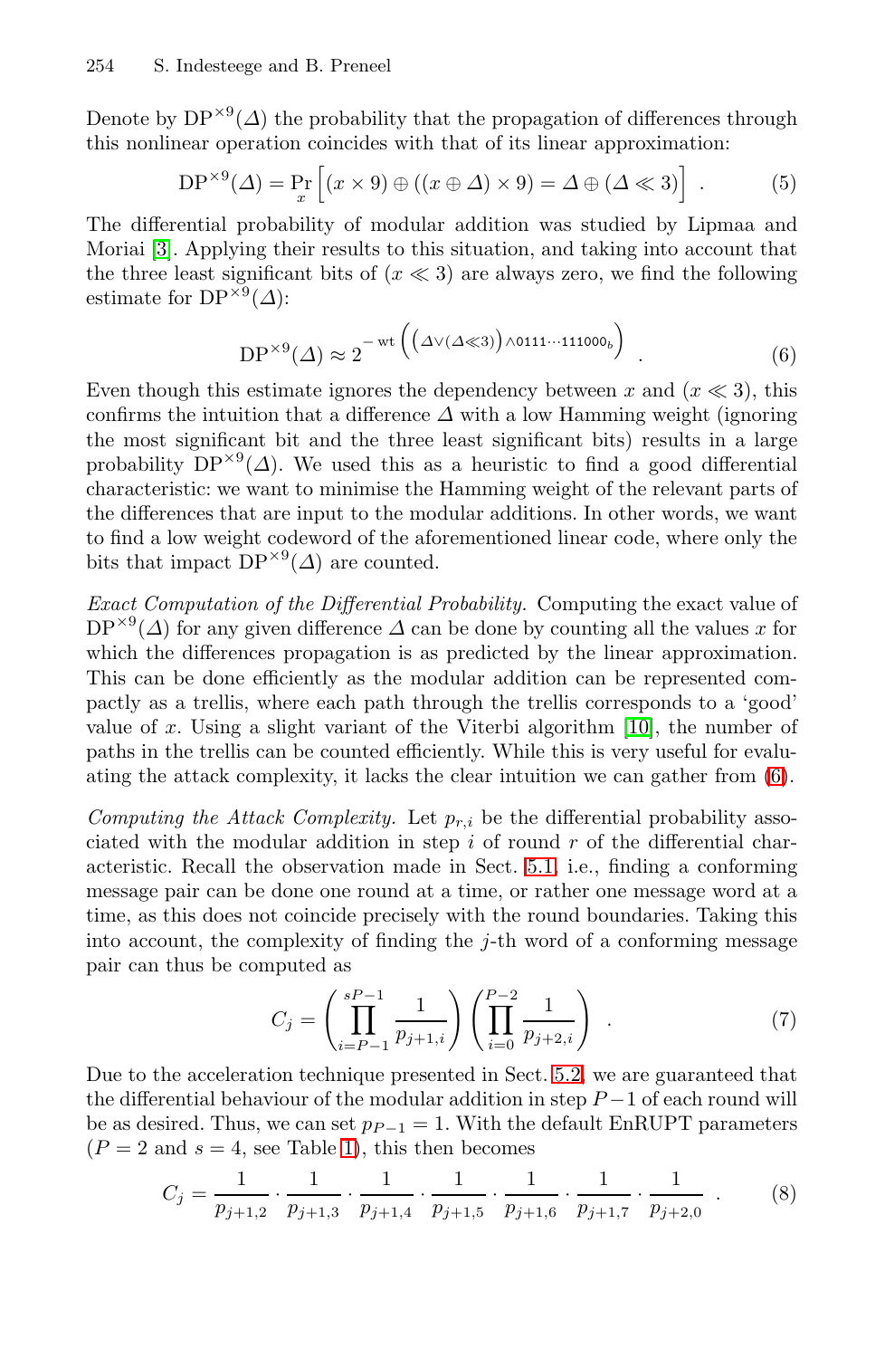Denote by $\mathrm{DP}^{\times 9}(\Delta)$ the probability that the propagation of differences through this nonlinear operation coincides with that of its linear approximation:

$$\mathrm{DP}^{\times 9}(\Delta) = \Pr_x \left[ (x \times 9) \oplus ((x \oplus \Delta) \times 9) = \Delta \oplus (\Delta \ll 3) \right] \ . \tag{5}$$

The differential probability of modular addition was studied by Lipmaa and Moriai [3]. Applying their results to this situation, and taking into account that the three least significant bits of $(x \ll 3)$ are always zero, we find the following estimate for $\mathrm{DP}^{\times 9}(\Delta)$:

$$\mathrm{DP}^{\times 9}(\Delta) \approx 2^{-\,\mathrm{wt}\left(\left(\Delta \vee (\Delta \ll 3)\right) \wedge 0111\cdots111000_b\right)} \ . \tag{6}$$

Even though this estimate ignores the dependency between $x$ and $(x \ll 3)$, this confirms the intuition that a difference $\Delta$ with a low Hamming weight (ignoring the most significant bit and the three least significant bits) results in a large probability $\mathrm{DP}^{\times 9}(\Delta)$. We used this as a heuristic to find a good differential characteristic: we want to minimise the Hamming weight of the relevant parts of the differences that are input to the modular additions. In other words, we want to find a low weight codeword of the aforementioned linear code, where only the bits that impact $\mathrm{DP}^{\times 9}(\Delta)$ are counted.

*Exact Computation of the Differential Probability.* Computing the exact value of $\mathrm{DP}^{\times 9}(\Delta)$ for any given difference $\Delta$ can be done by counting all the values $x$ for which the differences propagation is as predicted by the linear approximation. This can be done efficiently as the modular addition can be represented compactly as a trellis, where each path through the trellis corresponds to a 'good' value of $x$. Using a slight variant of the Viterbi algorithm [10], the number of paths in the trellis can be counted efficiently. While this is very useful for evaluating the attack complexity, it lacks the clear intuition we can gather from (6).

*Computing the Attack Complexity.* Let $p_{r,i}$ be the differential probability associated with the modular addition in step $i$ of round $r$ of the differential characteristic. Recall the observation made in Sect. 5.1, i.e., finding a conforming message pair can be done one round at a time, or rather one message word at a time, as this does not coincide precisely with the round boundaries. Taking this into account, the complexity of finding the $j$-th word of a conforming message pair can thus be computed as

$$C_j = \left( \prod_{i=P-1}^{sP-1} \frac{1}{p_{j+1,i}} \right) \left( \prod_{i=0}^{P-2} \frac{1}{p_{j+2,i}} \right) \ . \tag{7}$$

Due to the acceleration technique presented in Sect. 5.2, we are guaranteed that the differential behaviour of the modular addition in step $P-1$ of each round will be as desired. Thus, we can set $p_{P-1} = 1$. With the default EnRUPT parameters ($P = 2$ and $s = 4$, see Table 1), this then becomes

$$C_j = \frac{1}{p_{j+1,2}} \cdot \frac{1}{p_{j+1,3}} \cdot \frac{1}{p_{j+1,4}} \cdot \frac{1}{p_{j+1,5}} \cdot \frac{1}{p_{j+1,6}} \cdot \frac{1}{p_{j+1,7}} \cdot \frac{1}{p_{j+2,0}} \ . \tag{8}$$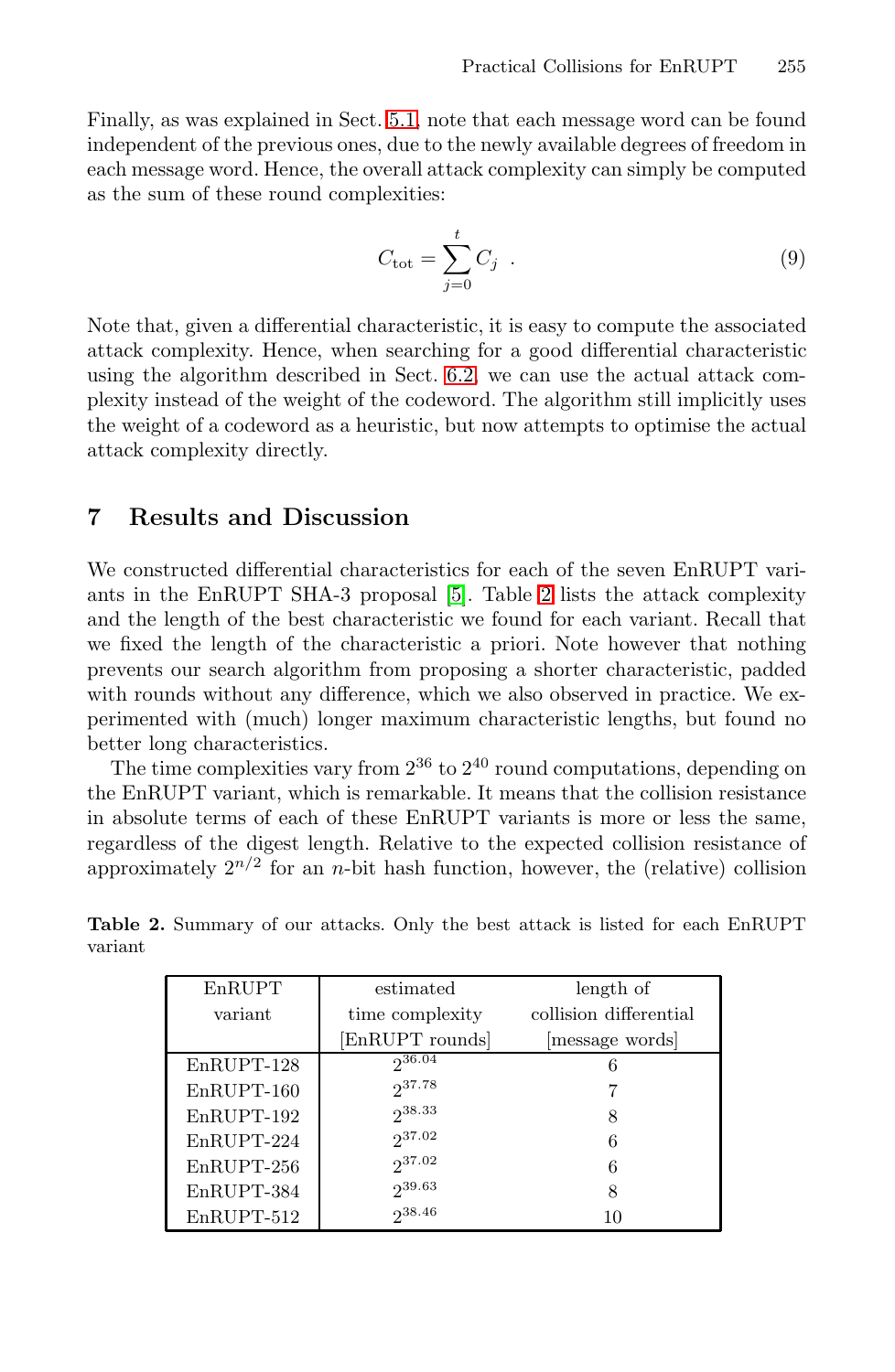Finally, as was explained in Sect. 5.1, note that each message word can be found independent of the previous ones, due to the newly available degrees of freedom in each message word. Hence, the overall attack complexity can simply be computed as the sum of these round complexities:

$$C_{\text{tot}} = \sum_{j=0}^{t} C_j \ . \tag{9}$$

Note that, given a differential characteristic, it is easy to compute the associated attack complexity. Hence, when searching for a good differential characteristic using the algorithm described in Sect. 6.2, we can use the actual attack complexity instead of the weight of the codeword. The algorithm still implicitly uses the weight of a codeword as a heuristic, but now attempts to optimise the actual attack complexity directly.

## 7 Results and Discussion

We constructed differential characteristics for each of the seven EnRUPT variants in the EnRUPT SHA-3 proposal [5]. Table 2 lists the attack complexity and the length of the best characteristic we found for each variant. Recall that we fixed the length of the characteristic a priori. Note however that nothing prevents our search algorithm from proposing a shorter characteristic, padded with rounds without any difference, which we also observed in practice. We experimented with (much) longer maximum characteristic lengths, but found no better long characteristics.

The time complexities vary from $2^{36}$ to $2^{40}$ round computations, depending on the EnRUPT variant, which is remarkable. It means that the collision resistance in absolute terms of each of these EnRUPT variants is more or less the same, regardless of the digest length. Relative to the expected collision resistance of approximately $2^{n/2}$ for an $n$-bit hash function, however, the (relative) collision

**Table 2.** Summary of our attacks. Only the best attack is listed for each EnRUPT variant

| EnRUPT variant | estimated time complexity [EnRUPT rounds] | length of collision differential [message words] |
|---|---|---|
| EnRUPT-128 | $2^{36.04}$ | 6 |
| EnRUPT-160 | $2^{37.78}$ | 7 |
| EnRUPT-192 | $2^{38.33}$ | 8 |
| EnRUPT-224 | $2^{37.02}$ | 6 |
| EnRUPT-256 | $2^{37.02}$ | 6 |
| EnRUPT-384 | $2^{39.63}$ | 8 |
| EnRUPT-512 | $2^{38.46}$ | 10 |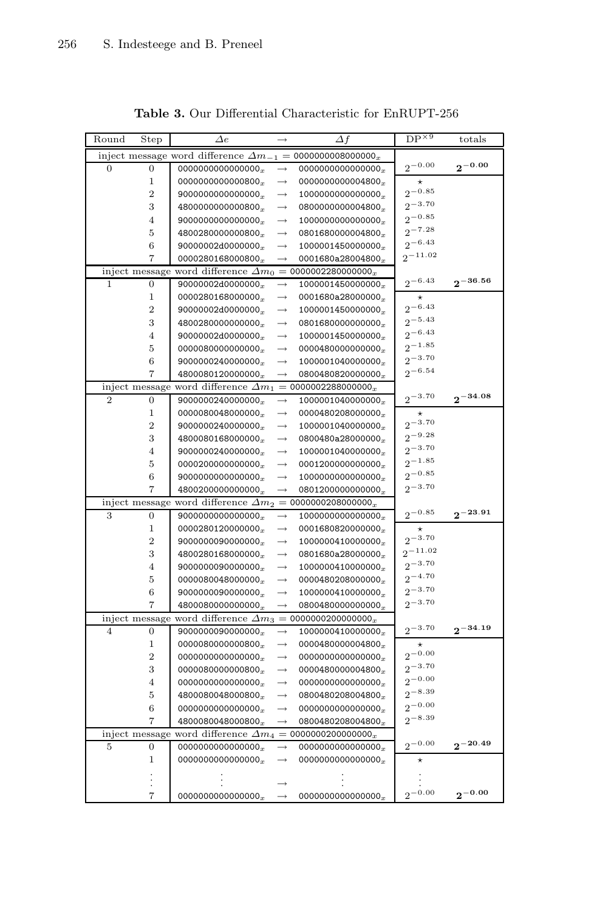**Table 3.** Our Differential Characteristic for EnRUPT-256

| Round | Step | $\Delta e$ | $\rightarrow$ | $\Delta f$ | $\mathrm{DP}^{\times 9}$ | totals |
|---|---|---|---|---|---|---|
| inject message word difference $\Delta m_{-1}$ = $0000000008000000_x$ | | | | | | |
| 0 | 0 | $0000000000000000_x$ | $\rightarrow$ | $0000000000000000_x$ | $2^{-0.00}$ | $\mathbf{2^{-0.00}}$ |
| | 1 | $0000000000000800_x$ | $\rightarrow$ | $0000000000004800_x$ | $\star$ | |
| | 2 | $9000000000000000_x$ | $\rightarrow$ | $1000000000000000_x$ | $2^{-0.85}$ | |
| | 3 | $4800000000000800_x$ | $\rightarrow$ | $0800000000004800_x$ | $2^{-3.70}$ | |
| | 4 | $9000000000000000_x$ | $\rightarrow$ | $1000000000000000_x$ | $2^{-0.85}$ | |
| | 5 | $4800280000000800_x$ | $\rightarrow$ | $0801680000004800_x$ | $2^{-7.28}$ | |
| | 6 | $90000002d0000000_x$ | $\rightarrow$ | $1000001450000000_x$ | $2^{-6.43}$ | |
| | 7 | $0000280168000800_x$ | $\rightarrow$ | $0001680a28004800_x$ | $2^{-11.02}$ | |
| inject message word difference $\Delta m_0$ = $0000002280000000_x$ | | | | | | |
| 1 | 0 | $90000002d0000000_x$ | $\rightarrow$ | $1000001450000000_x$ | $2^{-6.43}$ | $\mathbf{2^{-36.56}}$ |
| | 1 | $0000280168000000_x$ | $\rightarrow$ | $0001680a28000000_x$ | $\star$ | |
| | 2 | $90000002d0000000_x$ | $\rightarrow$ | $1000001450000000_x$ | $2^{-6.43}$ | |
| | 3 | $4800280000000000_x$ | $\rightarrow$ | $0801680000000000_x$ | $2^{-5.43}$ | |
| | 4 | $90000002d0000000_x$ | $\rightarrow$ | $1000001450000000_x$ | $2^{-6.43}$ | |
| | 5 | $0000080000000000_x$ | $\rightarrow$ | $0000480000000000_x$ | $2^{-1.85}$ | |
| | 6 | $9000000240000000_x$ | $\rightarrow$ | $1000001040000000_x$ | $2^{-3.70}$ | |
| | 7 | $4800080120000000_x$ | $\rightarrow$ | $0800480820000000_x$ | $2^{-6.54}$ | |
| inject message word difference $\Delta m_1$ = $0000002288000000_x$ | | | | | | |
| 2 | 0 | $9000000240000000_x$ | $\rightarrow$ | $1000001040000000_x$ | $2^{-3.70}$ | $\mathbf{2^{-34.08}}$ |
| | 1 | $0000080048000000_x$ | $\rightarrow$ | $0000480208000000_x$ | $\star$ | |
| | 2 | $9000000240000000_x$ | $\rightarrow$ | $1000001040000000_x$ | $2^{-3.70}$ | |
| | 3 | $4800080168000000_x$ | $\rightarrow$ | $0800480a28000000_x$ | $2^{-9.28}$ | |
| | 4 | $9000000240000000_x$ | $\rightarrow$ | $1000001040000000_x$ | $2^{-3.70}$ | |
| | 5 | $0000200000000000_x$ | $\rightarrow$ | $0001200000000000_x$ | $2^{-1.85}$ | |
| | 6 | $9000000000000000_x$ | $\rightarrow$ | $1000000000000000_x$ | $2^{-0.85}$ | |
| | 7 | $4800200000000000_x$ | $\rightarrow$ | $0801200000000000_x$ | $2^{-3.70}$ | |
| inject message word difference $\Delta m_2$ = $0000000208000000_x$ | | | | | | |
| 3 | 0 | $9000000000000000_x$ | $\rightarrow$ | $1000000000000000_x$ | $2^{-0.85}$ | $\mathbf{2^{-23.91}}$ |
| | 1 | $0000280120000000_x$ | $\rightarrow$ | $0001680820000000_x$ | $\star$ | |
| | 2 | $9000000090000000_x$ | $\rightarrow$ | $1000000410000000_x$ | $2^{-3.70}$ | |
| | 3 | $4800280168000000_x$ | $\rightarrow$ | $0801680a28000000_x$ | $2^{-11.02}$ | |
| | 4 | $9000000090000000_x$ | $\rightarrow$ | $1000000410000000_x$ | $2^{-3.70}$ | |
| | 5 | $0000080048000000_x$ | $\rightarrow$ | $0000480208000000_x$ | $2^{-4.70}$ | |
| | 6 | $9000000090000000_x$ | $\rightarrow$ | $1000000410000000_x$ | $2^{-3.70}$ | |
| | 7 | $4800080000000000_x$ | $\rightarrow$ | $0800480000000000_x$ | $2^{-3.70}$ | |
| inject message word difference $\Delta m_3$ = $0000000200000000_x$ | | | | | | |
| 4 | 0 | $9000000090000000_x$ | $\rightarrow$ | $1000000410000000_x$ | $2^{-3.70}$ | $\mathbf{2^{-34.19}}$ |
| | 1 | $0000080000000800_x$ | $\rightarrow$ | $0000480000004800_x$ | $\star$ | |
| | 2 | $0000000000000000_x$ | $\rightarrow$ | $0000000000000000_x$ | $2^{-0.00}$ | |
| | 3 | $0000080000000800_x$ | $\rightarrow$ | $0000480000004800_x$ | $2^{-3.70}$ | |
| | 4 | $0000000000000000_x$ | $\rightarrow$ | $0000000000000000_x$ | $2^{-0.00}$ | |
| | 5 | $4800080048000800_x$ | $\rightarrow$ | $0800480208004800_x$ | $2^{-8.39}$ | |
| | 6 | $0000000000000000_x$ | $\rightarrow$ | $0000000000000000_x$ | $2^{-0.00}$ | |
| | 7 | $4800080048000800_x$ | $\rightarrow$ | $0800480208004800_x$ | $2^{-8.39}$ | |
| inject message word difference $\Delta m_4$ = $0000000200000000_x$ | | | | | | |
| 5 | 0 | $0000000000000000_x$ | $\rightarrow$ | $0000000000000000_x$ | $2^{-0.00}$ | $\mathbf{2^{-20.49}}$ |
| | 1 | $0000000000000000_x$ | $\rightarrow$ | $0000000000000000_x$ | $\star$ | |
| | ⋮ | ⋮ | $\rightarrow$ | ⋮ | ⋮ | |
| | 7 | $0000000000000000_x$ | $\rightarrow$ | $0000000000000000_x$ | $2^{-0.00}$ | $\mathbf{2^{-0.00}}$ |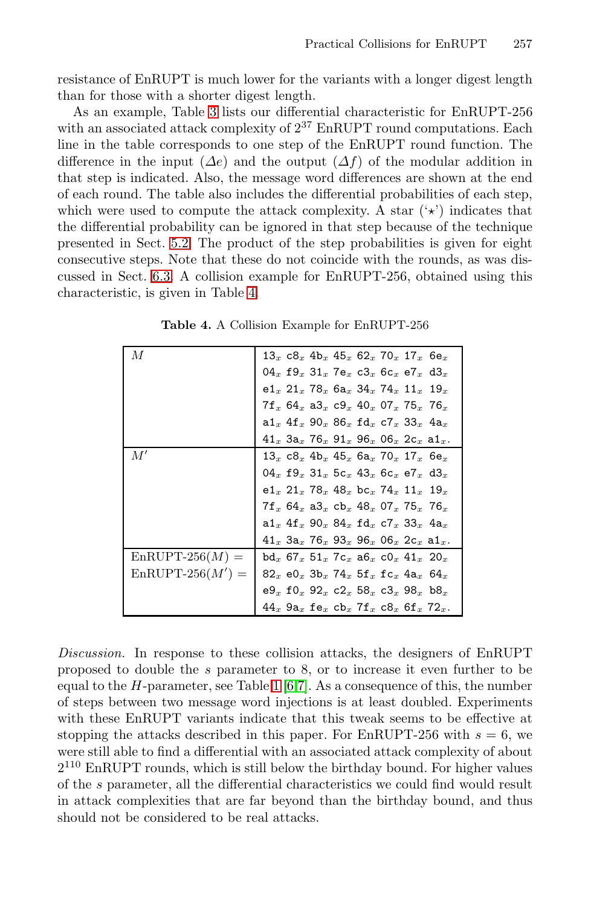resistance of EnRUPT is much lower for the variants with a longer digest length than for those with a shorter digest length.

As an example, Table 3 lists our differential characteristic for EnRUPT-256 with an associated attack complexity of $2^{37}$ EnRUPT round computations. Each line in the table corresponds to one step of the EnRUPT round function. The difference in the input ($\Delta e$) and the output ($\Delta f$) of the modular addition in that step is indicated. Also, the message word differences are shown at the end of each round. The table also includes the differential probabilities of each step, which were used to compute the attack complexity. A star ('$\star$') indicates that the differential probability can be ignored in that step because of the technique presented in Sect. 5.2. The product of the step probabilities is given for eight consecutive steps. Note that these do not coincide with the rounds, as was discussed in Sect. 6.3. A collision example for EnRUPT-256, obtained using this characteristic, is given in Table 4.

**Table 4.** A Collision Example for EnRUPT-256

| | |
|---|---|
| $M$ | $13_x$ $c8_x$ $4b_x$ $45_x$ $62_x$ $70_x$ $17_x$ $6e_x$ <br> $04_x$ $f9_x$ $31_x$ $7e_x$ $c3_x$ $6c_x$ $e7_x$ $d3_x$ <br> $e1_x$ $21_x$ $78_x$ $6a_x$ $34_x$ $74_x$ $11_x$ $19_x$ <br> $7f_x$ $64_x$ $a3_x$ $c9_x$ $40_x$ $07_x$ $75_x$ $76_x$ <br> $a1_x$ $4f_x$ $90_x$ $86_x$ $fd_x$ $c7_x$ $33_x$ $4a_x$ <br> $41_x$ $3a_x$ $76_x$ $91_x$ $96_x$ $06_x$ $2c_x$ $a1_x$. |
| $M'$ | $13_x$ $c8_x$ $4b_x$ $45_x$ $6a_x$ $70_x$ $17_x$ $6e_x$ <br> $04_x$ $f9_x$ $31_x$ $5c_x$ $43_x$ $6c_x$ $e7_x$ $d3_x$ <br> $e1_x$ $21_x$ $78_x$ $48_x$ $bc_x$ $74_x$ $11_x$ $19_x$ <br> $7f_x$ $64_x$ $a3_x$ $cb_x$ $48_x$ $07_x$ $75_x$ $76_x$ <br> $a1_x$ $4f_x$ $90_x$ $84_x$ $fd_x$ $c7_x$ $33_x$ $4a_x$ <br> $41_x$ $3a_x$ $76_x$ $93_x$ $96_x$ $06_x$ $2c_x$ $a1_x$. |
| EnRUPT-256($M$) = <br> EnRUPT-256($M'$) = | $bd_x$ $67_x$ $51_x$ $7c_x$ $a6_x$ $c0_x$ $41_x$ $20_x$ <br> $82_x$ $e0_x$ $3b_x$ $74_x$ $5f_x$ $fc_x$ $4a_x$ $64_x$ <br> $e9_x$ $f0_x$ $92_x$ $c2_x$ $58_x$ $c3_x$ $98_x$ $b8_x$ <br> $44_x$ $9a_x$ $fe_x$ $cb_x$ $7f_x$ $c8_x$ $6f_x$ $72_x$. |

*Discussion.* In response to these collision attacks, the designers of EnRUPT proposed to double the $s$ parameter to 8, or to increase it even further to be equal to the $H$-parameter, see Table 1 [6,7]. As a consequence of this, the number of steps between two message word injections is at least doubled. Experiments with these EnRUPT variants indicate that this tweak seems to be effective at stopping the attacks described in this paper. For EnRUPT-256 with $s = 6$, we were still able to find a differential with an associated attack complexity of about $2^{110}$ EnRUPT rounds, which is still below the birthday bound. For higher values of the $s$ parameter, all the differential characteristics we could find would result in attack complexities that are far beyond than the birthday bound, and thus should not be considered to be real attacks.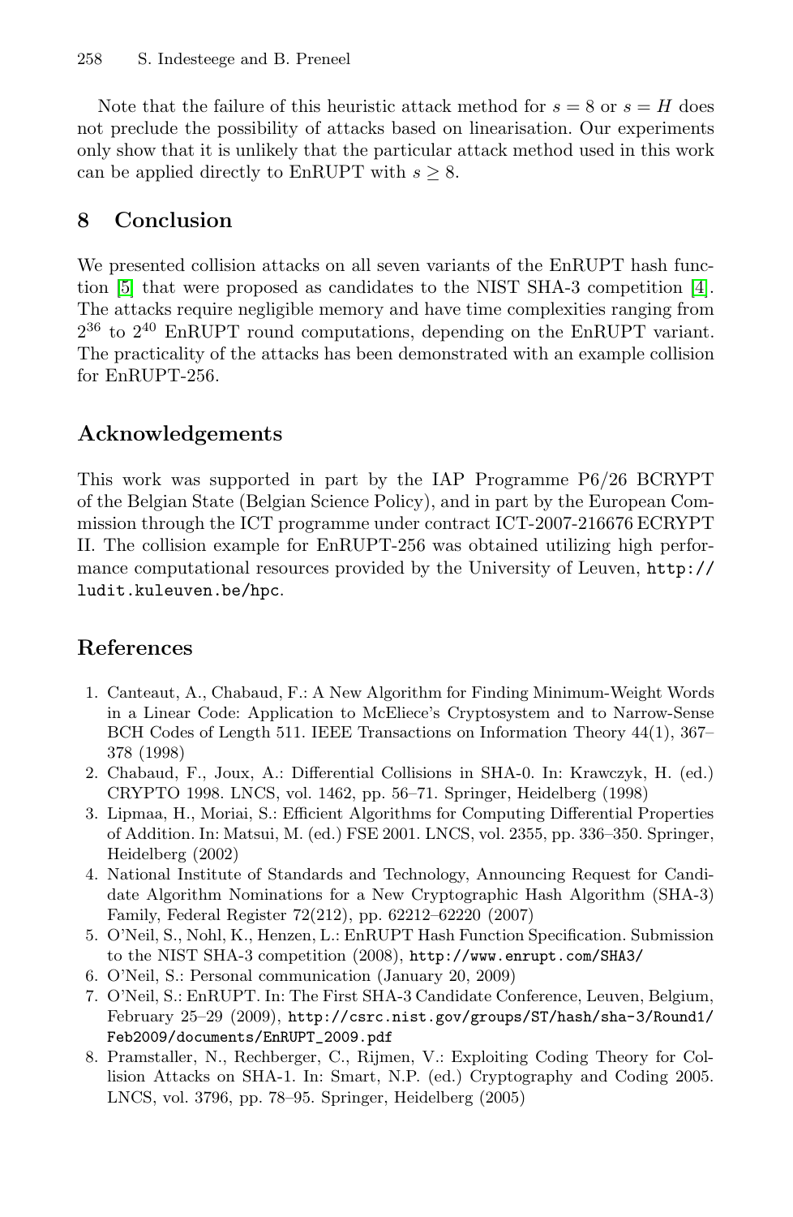Note that the failure of this heuristic attack method for $s = 8$ or $s = H$ does not preclude the possibility of attacks based on linearisation. Our experiments only show that it is unlikely that the particular attack method used in this work can be applied directly to EnRUPT with $s \geq 8$.

## 8 Conclusion

We presented collision attacks on all seven variants of the EnRUPT hash function [5] that were proposed as candidates to the NIST SHA-3 competition [4]. The attacks require negligible memory and have time complexities ranging from $2^{36}$ to $2^{40}$ EnRUPT round computations, depending on the EnRUPT variant. The practicality of the attacks has been demonstrated with an example collision for EnRUPT-256.

## Acknowledgements

This work was supported in part by the IAP Programme P6/26 BCRYPT of the Belgian State (Belgian Science Policy), and in part by the European Commission through the ICT programme under contract ICT-2007-216676 ECRYPT II. The collision example for EnRUPT-256 was obtained utilizing high performance computational resources provided by the University of Leuven, `http://ludit.kuleuven.be/hpc`.

## References

1. Canteaut, A., Chabaud, F.: A New Algorithm for Finding Minimum-Weight Words in a Linear Code: Application to McEliece's Cryptosystem and to Narrow-Sense BCH Codes of Length 511. IEEE Transactions on Information Theory 44(1), 367–378 (1998)
2. Chabaud, F., Joux, A.: Differential Collisions in SHA-0. In: Krawczyk, H. (ed.) CRYPTO 1998. LNCS, vol. 1462, pp. 56–71. Springer, Heidelberg (1998)
3. Lipmaa, H., Moriai, S.: Efficient Algorithms for Computing Differential Properties of Addition. In: Matsui, M. (ed.) FSE 2001. LNCS, vol. 2355, pp. 336–350. Springer, Heidelberg (2002)
4. National Institute of Standards and Technology, Announcing Request for Candidate Algorithm Nominations for a New Cryptographic Hash Algorithm (SHA-3) Family, Federal Register 72(212), pp. 62212–62220 (2007)
5. O'Neil, S., Nohl, K., Henzen, L.: EnRUPT Hash Function Specification. Submission to the NIST SHA-3 competition (2008), `http://www.enrupt.com/SHA3/`
6. O'Neil, S.: Personal communication (January 20, 2009)
7. O'Neil, S.: EnRUPT. In: The First SHA-3 Candidate Conference, Leuven, Belgium, February 25–29 (2009), `http://csrc.nist.gov/groups/ST/hash/sha-3/Round1/Feb2009/documents/EnRUPT_2009.pdf`
8. Pramstaller, N., Rechberger, C., Rijmen, V.: Exploiting Coding Theory for Collision Attacks on SHA-1. In: Smart, N.P. (ed.) Cryptography and Coding 2005. LNCS, vol. 3796, pp. 78–95. Springer, Heidelberg (2005)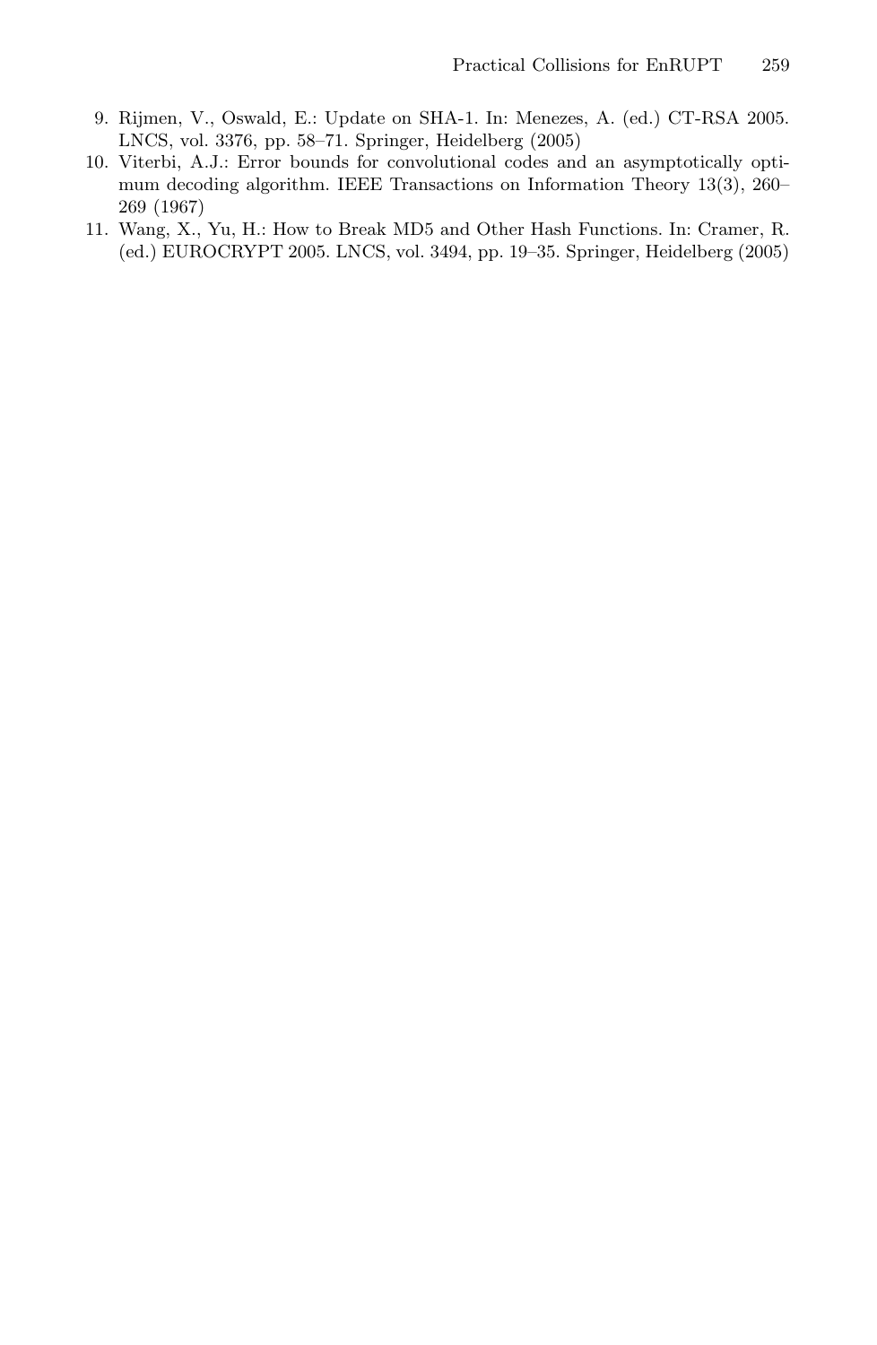9. Rijmen, V., Oswald, E.: Update on SHA-1. In: Menezes, A. (ed.) CT-RSA 2005. LNCS, vol. 3376, pp. 58–71. Springer, Heidelberg (2005)
10. Viterbi, A.J.: Error bounds for convolutional codes and an asymptotically optimum decoding algorithm. IEEE Transactions on Information Theory 13(3), 260–269 (1967)
11. Wang, X., Yu, H.: How to Break MD5 and Other Hash Functions. In: Cramer, R. (ed.) EUROCRYPT 2005. LNCS, vol. 3494, pp. 19–35. Springer, Heidelberg (2005)